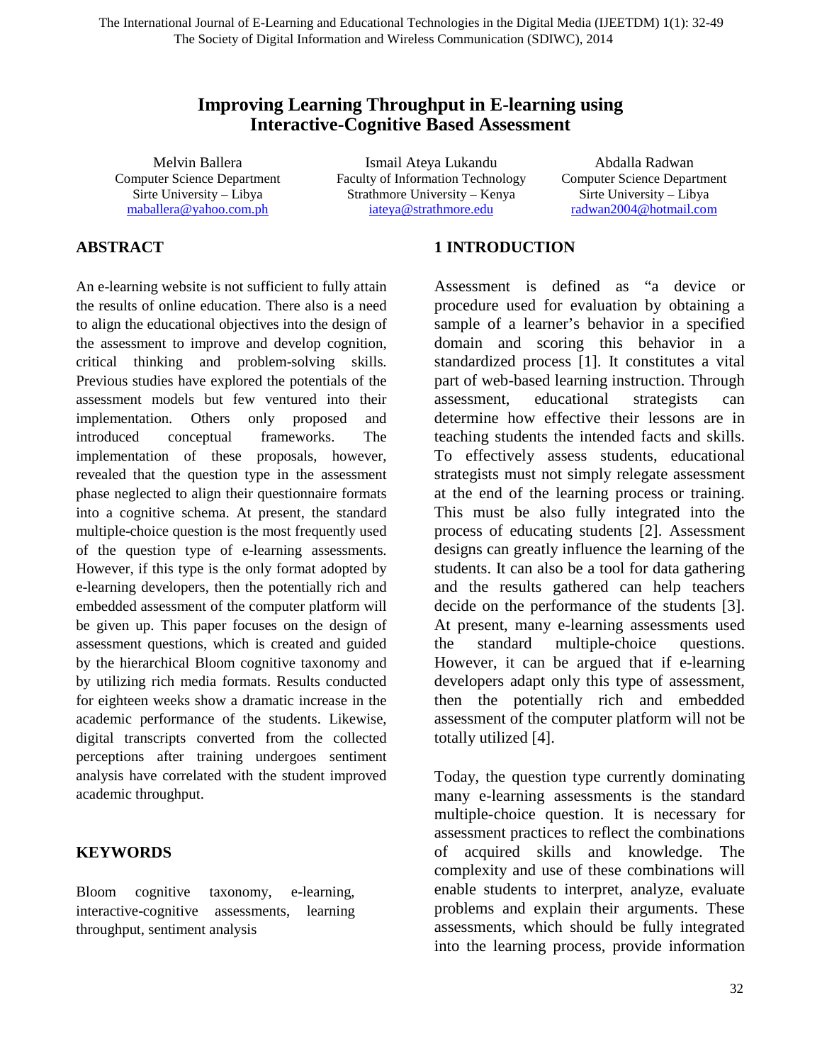# Improving Learning Throughput in E-learning using Interactive-Cognitive Based Assessment

Melvin Ballera
Computer Science Department
Sirte University – Libya
maballera@yahoo.com.ph

Ismail Ateya Lukandu
Faculty of Information Technology
Strathmore University – Kenya
iateya@strathmore.edu

Abdalla Radwan
Computer Science Department
Sirte University – Libya
radwan2004@hotmail.com

## ABSTRACT

An e-learning website is not sufficient to fully attain the results of online education. There also is a need to align the educational objectives into the design of the assessment to improve and develop cognition, critical thinking and problem-solving skills. Previous studies have explored the potentials of the assessment models but few ventured into their implementation. Others only proposed and introduced conceptual frameworks. The implementation of these proposals, however, revealed that the question type in the assessment phase neglected to align their questionnaire formats into a cognitive schema. At present, the standard multiple-choice question is the most frequently used of the question type of e-learning assessments. However, if this type is the only format adopted by e-learning developers, then the potentially rich and embedded assessment of the computer platform will be given up. This paper focuses on the design of assessment questions, which is created and guided by the hierarchical Bloom cognitive taxonomy and by utilizing rich media formats. Results conducted for eighteen weeks show a dramatic increase in the academic performance of the students. Likewise, digital transcripts converted from the collected perceptions after training undergoes sentiment analysis have correlated with the student improved academic throughput.

## KEYWORDS

Bloom cognitive taxonomy, e-learning, interactive-cognitive assessments, learning throughput, sentiment analysis

## 1 INTRODUCTION

Assessment is defined as "a device or procedure used for evaluation by obtaining a sample of a learner's behavior in a specified domain and scoring this behavior in a standardized process [1]. It constitutes a vital part of web-based learning instruction. Through assessment, educational strategists can determine how effective their lessons are in teaching students the intended facts and skills. To effectively assess students, educational strategists must not simply relegate assessment at the end of the learning process or training. This must be also fully integrated into the process of educating students [2]. Assessment designs can greatly influence the learning of the students. It can also be a tool for data gathering and the results gathered can help teachers decide on the performance of the students [3]. At present, many e-learning assessments used the standard multiple-choice questions. However, it can be argued that if e-learning developers adapt only this type of assessment, then the potentially rich and embedded assessment of the computer platform will not be totally utilized [4].

Today, the question type currently dominating many e-learning assessments is the standard multiple-choice question. It is necessary for assessment practices to reflect the combinations of acquired skills and knowledge. The complexity and use of these combinations will enable students to interpret, analyze, evaluate problems and explain their arguments. These assessments, which should be fully integrated into the learning process, provide information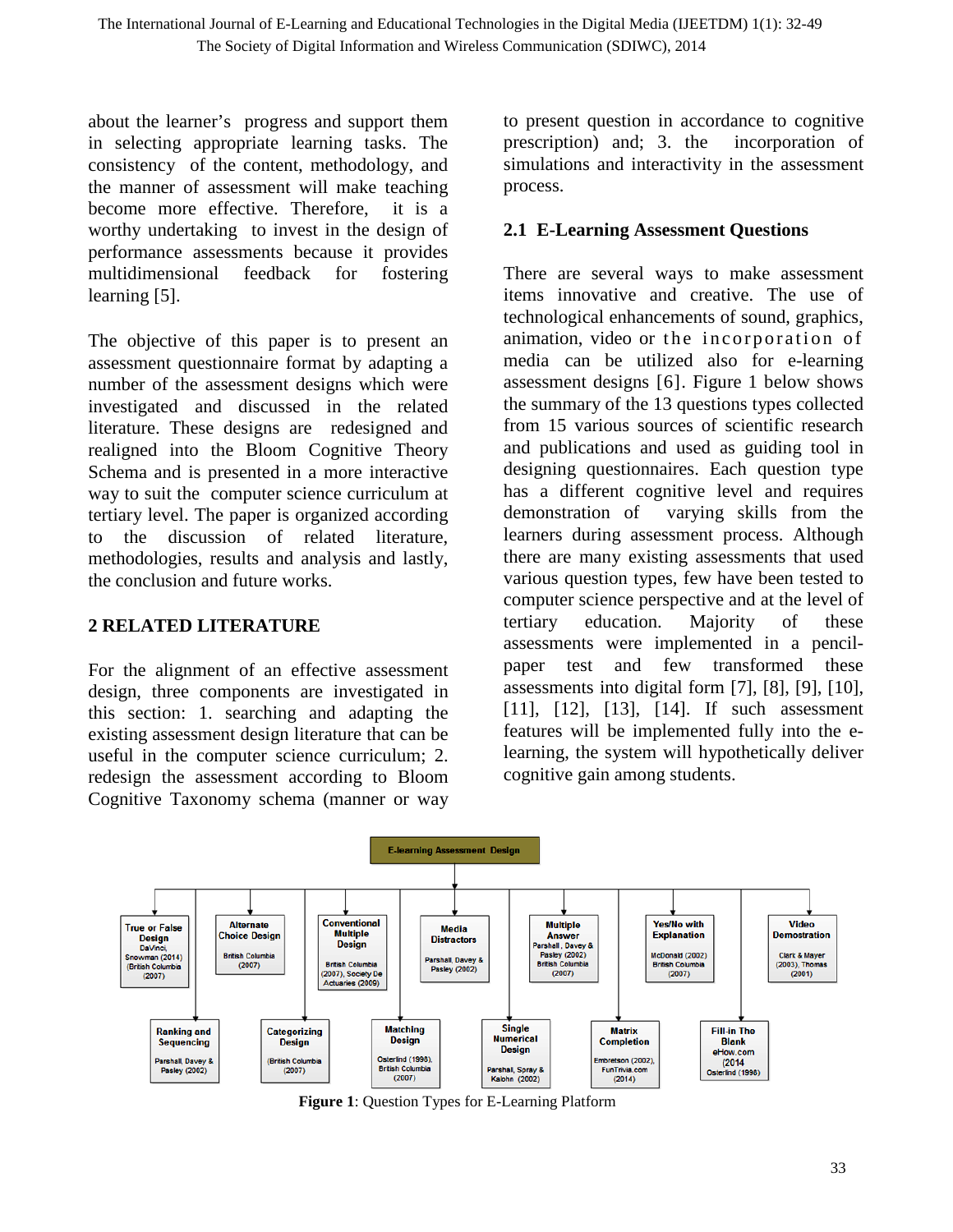about the learner's progress and support them in selecting appropriate learning tasks. The consistency of the content, methodology, and the manner of assessment will make teaching become more effective. Therefore, it is a worthy undertaking to invest in the design of performance assessments because it provides multidimensional feedback for fostering learning [5].

The objective of this paper is to present an assessment questionnaire format by adapting a number of the assessment designs which were investigated and discussed in the related literature. These designs are redesigned and realigned into the Bloom Cognitive Theory Schema and is presented in a more interactive way to suit the computer science curriculum at tertiary level. The paper is organized according to the discussion of related literature, methodologies, results and analysis and lastly, the conclusion and future works.

## 2 RELATED LITERATURE

For the alignment of an effective assessment design, three components are investigated in this section: 1. searching and adapting the existing assessment design literature that can be useful in the computer science curriculum; 2. redesign the assessment according to Bloom Cognitive Taxonomy schema (manner or way to present question in accordance to cognitive prescription) and; 3. the incorporation of simulations and interactivity in the assessment process.

### 2.1 E-Learning Assessment Questions

There are several ways to make assessment items innovative and creative. The use of technological enhancements of sound, graphics, animation, video or the incorporation of media can be utilized also for e-learning assessment designs [6]. Figure 1 below shows the summary of the 13 questions types collected from 15 various sources of scientific research and publications and used as guiding tool in designing questionnaires. Each question type has a different cognitive level and requires demonstration of varying skills from the learners during assessment process. Although there are many existing assessments that used various question types, few have been tested to computer science perspective and at the level of tertiary education. Majority of these assessments were implemented in a pencil-paper test and few transformed these assessments into digital form [7], [8], [9], [10], [11], [12], [13], [14]. If such assessment features will be implemented fully into the e-learning, the system will hypothetically deliver cognitive gain among students.

E-learning Assessment Design

- True or False Design — DaVinci, Snowman (2014) (British Columbia (2007)
- Alternate Choice Design — British Columbia (2007)
- Conventional Multiple Design — British Columbia (2007), Society De Actuaries (2009)
- Media Distractors — Parshall, Davey & Pasley (2002)
- Multiple Answer — Parshall, Davey & Pasley (2002) British Columbia (2007)
- Yes/No with Explanation — McDonald (2002) British Columbia (2007)
- Video Demonstration — Clark & Mayer (2003), Thomas (2001)
- Ranking and Sequencing — Parshall, Davey & Pasley (2002)
- Categorizing Design — (British Columbia (2007)
- Matching Design — Osterlind (1998), British Columbia (2007)
- Single Numerical Design — Parshal, Spray & Kalohn (2002)
- Matrix Completion — Embretson (2002), FunTrivia.com (2014)
- Fill-in The Blank — eHow.com (2014 Osterlind (1998)

**Figure 1**: Question Types for E-Learning Platform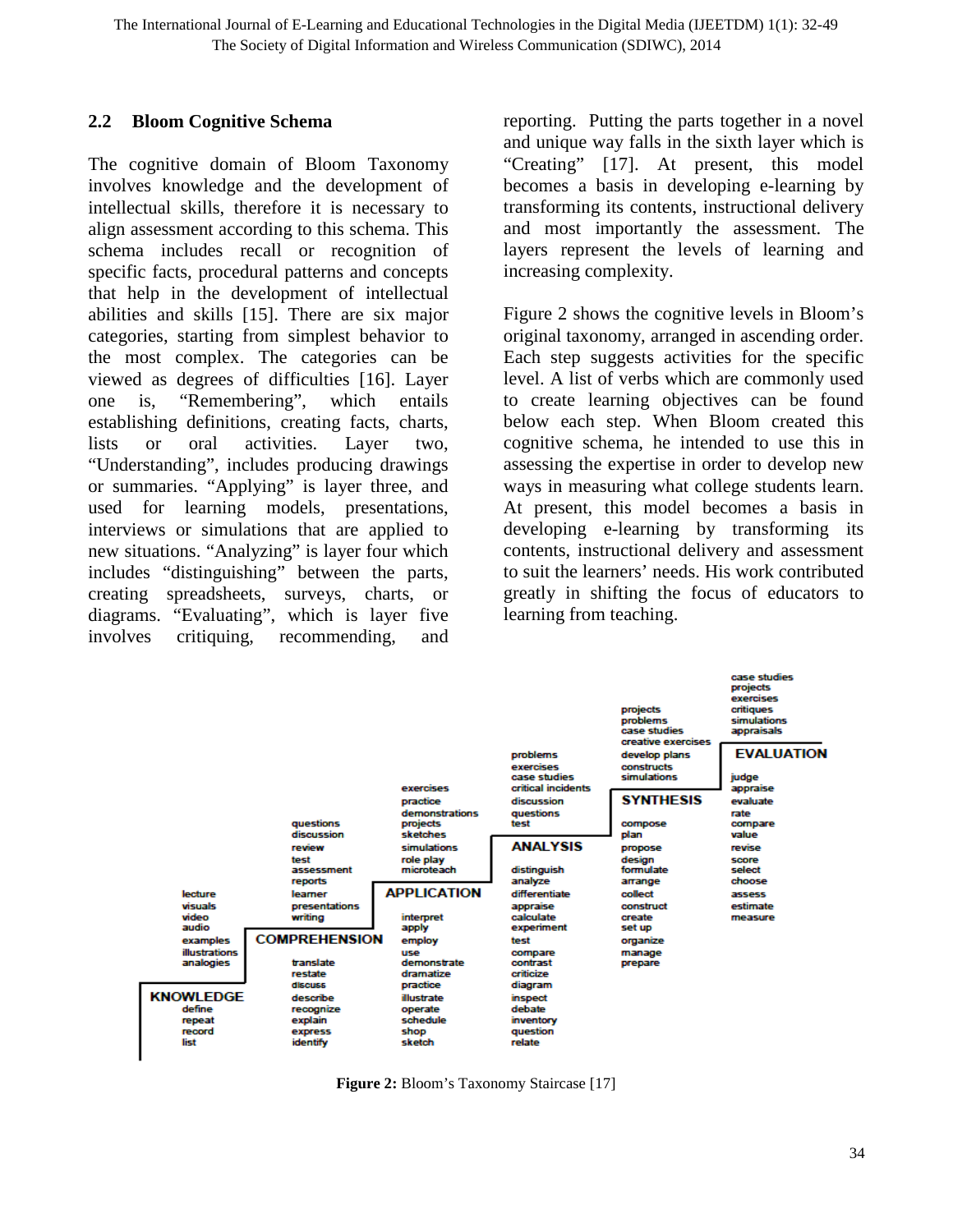### 2.2 Bloom Cognitive Schema

The cognitive domain of Bloom Taxonomy involves knowledge and the development of intellectual skills, therefore it is necessary to align assessment according to this schema. This schema includes recall or recognition of specific facts, procedural patterns and concepts that help in the development of intellectual abilities and skills [15]. There are six major categories, starting from simplest behavior to the most complex. The categories can be viewed as degrees of difficulties [16]. Layer one is, "Remembering", which entails establishing definitions, creating facts, charts, lists or oral activities. Layer two, "Understanding", includes producing drawings or summaries. "Applying" is layer three, and used for learning models, presentations, interviews or simulations that are applied to new situations. "Analyzing" is layer four which includes "distinguishing" between the parts, creating spreadsheets, surveys, charts, or diagrams. "Evaluating", which is layer five involves critiquing, recommending, and reporting. Putting the parts together in a novel and unique way falls in the sixth layer which is "Creating" [17]. At present, this model becomes a basis in developing e-learning by transforming its contents, instructional delivery and most importantly the assessment. The layers represent the levels of learning and increasing complexity.

Figure 2 shows the cognitive levels in Bloom's original taxonomy, arranged in ascending order. Each step suggests activities for the specific level. A list of verbs which are commonly used to create learning objectives can be found below each step. When Bloom created this cognitive schema, he intended to use this in assessing the expertise in order to develop new ways in measuring what college students learn. At present, this model becomes a basis in developing e-learning by transforming its contents, instructional delivery and assessment to suit the learners' needs. His work contributed greatly in shifting the focus of educators to learning from teaching.

| Level | Activities | Verbs |
| --- | --- | --- |
| KNOWLEDGE | lecture, visuals, video, audio, examples, illustrations, analogies | define, repeat, record, list |
| COMPREHENSION | questions, discussion, review, test, assessment, reports, learner presentations, writing | translate, restate, discuss, describe, recognize, explain, express, identify |
| APPLICATION | exercises, practice, demonstrations, projects, sketches, simulations, role play, microteach | interpret, apply, employ, use, demonstrate, dramatize, practice, illustrate, operate, schedule, shop, sketch |
| ANALYSIS | problems, exercises, case studies, critical incidents, discussion, questions, test | distinguish, analyze, differentiate, appraise, calculate, experiment, test, compare, contrast, criticize, diagram, inspect, debate, inventory, question, relate |
| SYNTHESIS | projects, problems, case studies, creative exercises, develop plans, constructs, simulations | compose, plan, propose, design, formulate, arrange, collect, construct, create, set up, organize, manage, prepare |
| EVALUATION | case studies, projects, exercises, critiques, simulations, appraisals | judge, appraise, evaluate, rate, compare, value, revise, score, select, choose, assess, estimate, measure |

**Figure 2:** Bloom's Taxonomy Staircase [17]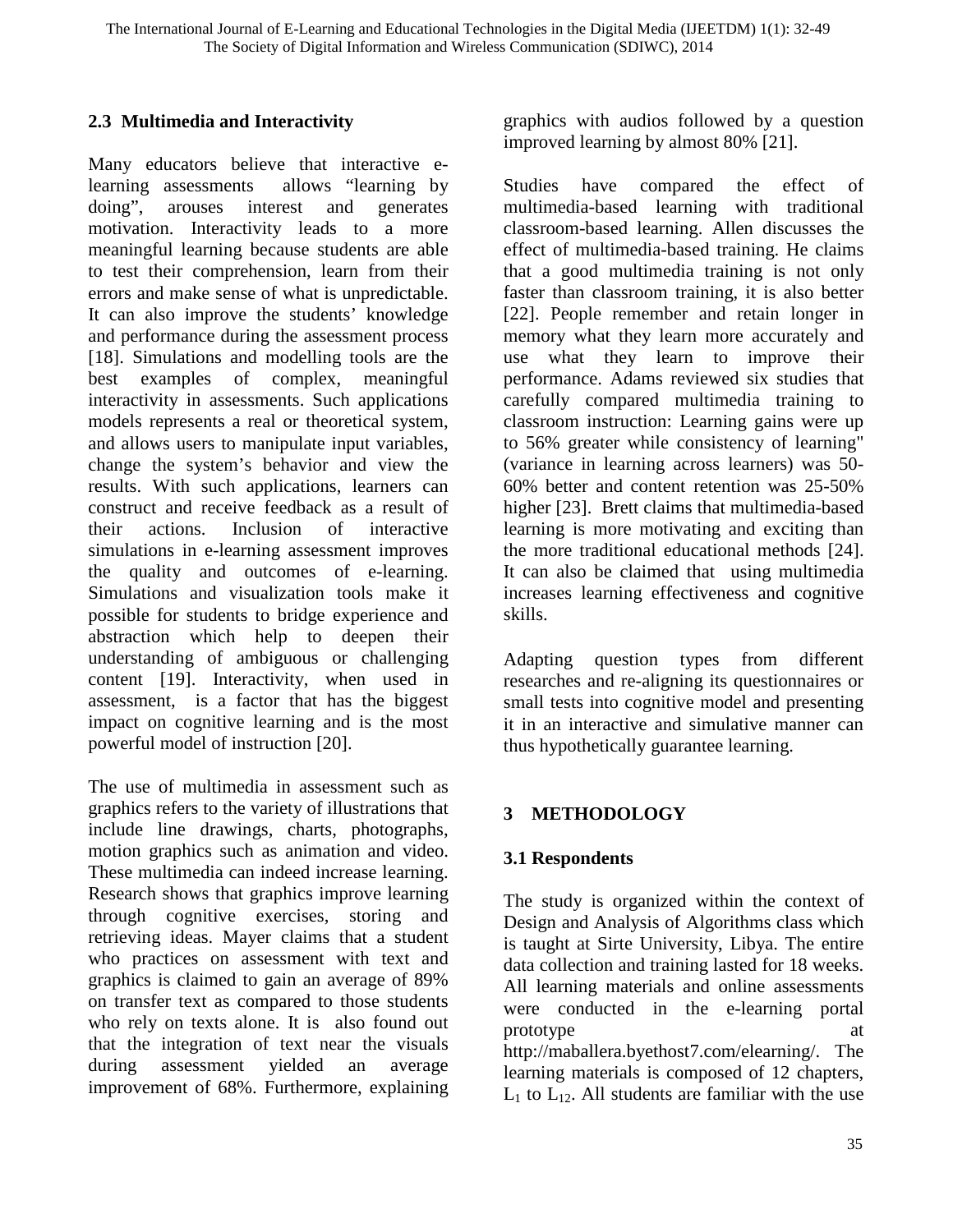### 2.3 Multimedia and Interactivity

Many educators believe that interactive e-learning assessments allows "learning by doing", arouses interest and generates motivation. Interactivity leads to a more meaningful learning because students are able to test their comprehension, learn from their errors and make sense of what is unpredictable. It can also improve the students' knowledge and performance during the assessment process [18]. Simulations and modelling tools are the best examples of complex, meaningful interactivity in assessments. Such applications models represents a real or theoretical system, and allows users to manipulate input variables, change the system's behavior and view the results. With such applications, learners can construct and receive feedback as a result of their actions. Inclusion of interactive simulations in e-learning assessment improves the quality and outcomes of e-learning. Simulations and visualization tools make it possible for students to bridge experience and abstraction which help to deepen their understanding of ambiguous or challenging content [19]. Interactivity, when used in assessment, is a factor that has the biggest impact on cognitive learning and is the most powerful model of instruction [20].

The use of multimedia in assessment such as graphics refers to the variety of illustrations that include line drawings, charts, photographs, motion graphics such as animation and video. These multimedia can indeed increase learning. Research shows that graphics improve learning through cognitive exercises, storing and retrieving ideas. Mayer claims that a student who practices on assessment with text and graphics is claimed to gain an average of 89% on transfer text as compared to those students who rely on texts alone. It is also found out that the integration of text near the visuals during assessment yielded an average improvement of 68%. Furthermore, explaining graphics with audios followed by a question improved learning by almost 80% [21].

Studies have compared the effect of multimedia-based learning with traditional classroom-based learning. Allen discusses the effect of multimedia-based training. He claims that a good multimedia training is not only faster than classroom training, it is also better [22]. People remember and retain longer in memory what they learn more accurately and use what they learn to improve their performance. Adams reviewed six studies that carefully compared multimedia training to classroom instruction: Learning gains were up to 56% greater while consistency of learning" (variance in learning across learners) was 50-60% better and content retention was 25-50% higher [23]. Brett claims that multimedia-based learning is more motivating and exciting than the more traditional educational methods [24]. It can also be claimed that using multimedia increases learning effectiveness and cognitive skills.

Adapting question types from different researches and re-aligning its questionnaires or small tests into cognitive model and presenting it in an interactive and simulative manner can thus hypothetically guarantee learning.

## 3 METHODOLOGY

### 3.1 Respondents

The study is organized within the context of Design and Analysis of Algorithms class which is taught at Sirte University, Libya. The entire data collection and training lasted for 18 weeks. All learning materials and online assessments were conducted in the e-learning portal prototype at http://maballera.byethost7.com/elearning/. The learning materials is composed of 12 chapters, $L_1$ to $L_{12}$. All students are familiar with the use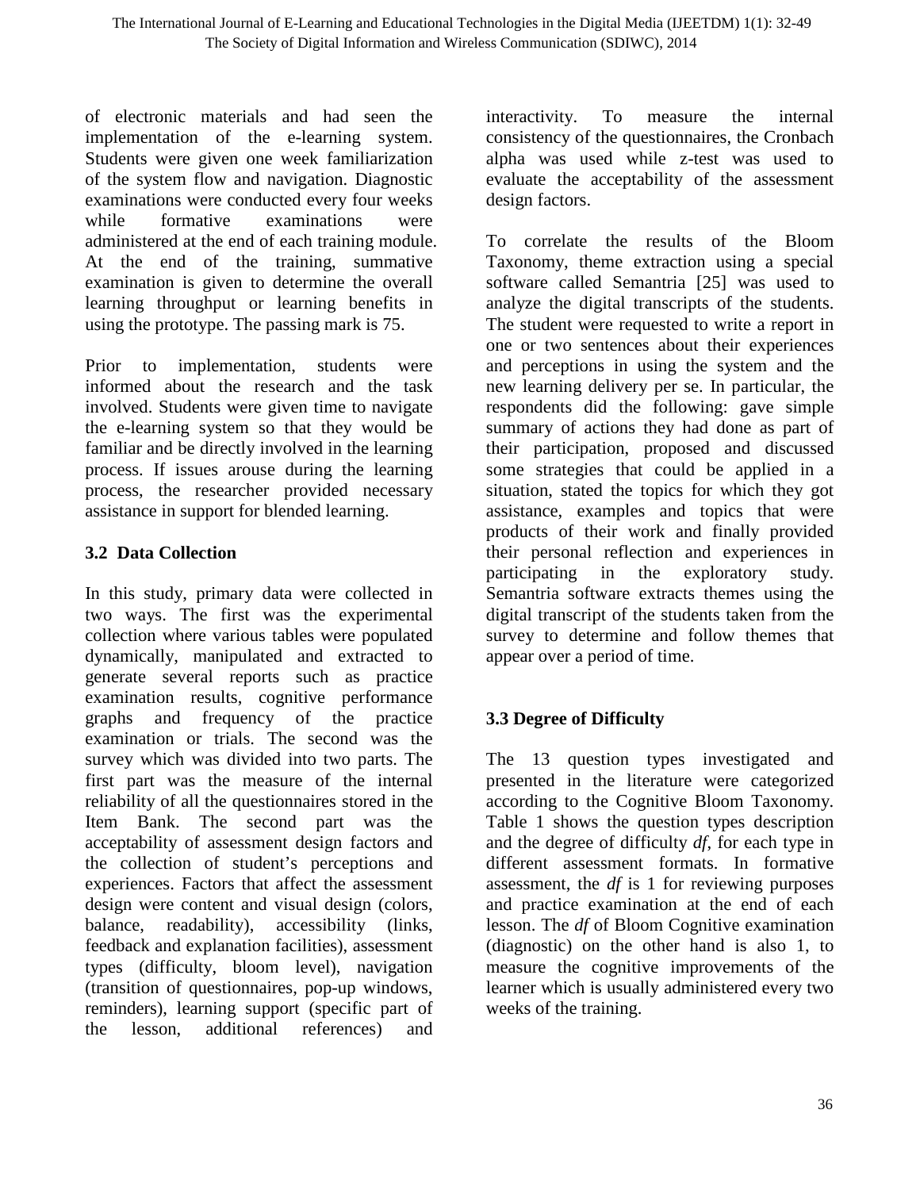of electronic materials and had seen the implementation of the e-learning system. Students were given one week familiarization of the system flow and navigation. Diagnostic examinations were conducted every four weeks while formative examinations were administered at the end of each training module. At the end of the training, summative examination is given to determine the overall learning throughput or learning benefits in using the prototype. The passing mark is 75.

Prior to implementation, students were informed about the research and the task involved. Students were given time to navigate the e-learning system so that they would be familiar and be directly involved in the learning process. If issues arouse during the learning process, the researcher provided necessary assistance in support for blended learning.

### 3.2 Data Collection

In this study, primary data were collected in two ways. The first was the experimental collection where various tables were populated dynamically, manipulated and extracted to generate several reports such as practice examination results, cognitive performance graphs and frequency of the practice examination or trials. The second was the survey which was divided into two parts. The first part was the measure of the internal reliability of all the questionnaires stored in the Item Bank. The second part was the acceptability of assessment design factors and the collection of student's perceptions and experiences. Factors that affect the assessment design were content and visual design (colors, balance, readability), accessibility (links, feedback and explanation facilities), assessment types (difficulty, bloom level), navigation (transition of questionnaires, pop-up windows, reminders), learning support (specific part of the lesson, additional references) and interactivity. To measure the internal consistency of the questionnaires, the Cronbach alpha was used while z-test was used to evaluate the acceptability of the assessment design factors.

To correlate the results of the Bloom Taxonomy, theme extraction using a special software called Semantria [25] was used to analyze the digital transcripts of the students. The student were requested to write a report in one or two sentences about their experiences and perceptions in using the system and the new learning delivery per se. In particular, the respondents did the following: gave simple summary of actions they had done as part of their participation, proposed and discussed some strategies that could be applied in a situation, stated the topics for which they got assistance, examples and topics that were products of their work and finally provided their personal reflection and experiences in participating in the exploratory study. Semantria software extracts themes using the digital transcript of the students taken from the survey to determine and follow themes that appear over a period of time.

### 3.3 Degree of Difficulty

The 13 question types investigated and presented in the literature were categorized according to the Cognitive Bloom Taxonomy. Table 1 shows the question types description and the degree of difficulty *df*, for each type in different assessment formats. In formative assessment, the *df* is 1 for reviewing purposes and practice examination at the end of each lesson. The *df* of Bloom Cognitive examination (diagnostic) on the other hand is also 1, to measure the cognitive improvements of the learner which is usually administered every two weeks of the training.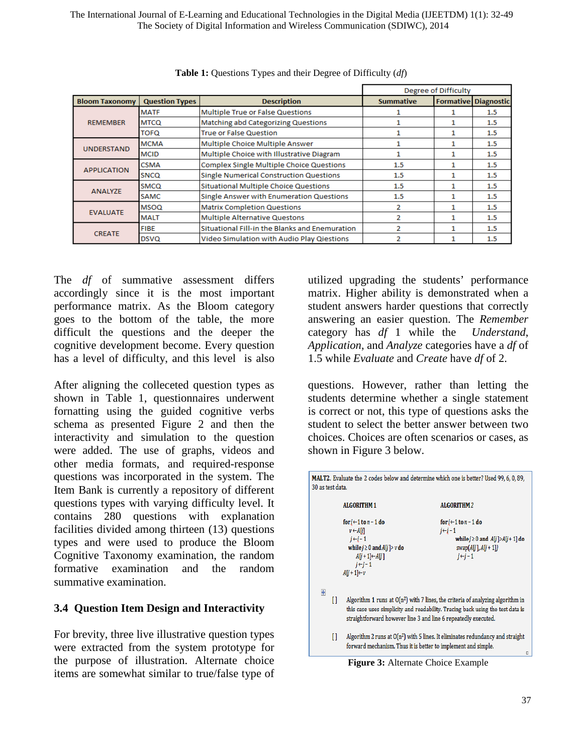**Table 1:** Questions Types and their Degree of Difficulty (*df*)

| Bloom Taxonomy | Question Types | Description | Degree of Difficulty | | |
|---|---|---|---|---|---|
| | | | Summative | Formative | Diagnostic |
| REMEMBER | MATF | Multiple True or False Questions | 1 | 1 | 1.5 |
| | MTCQ | Matching abd Categorizing Questions | 1 | 1 | 1.5 |
| | TOFQ | True or False Question | 1 | 1 | 1.5 |
| UNDERSTAND | MCMA | Multiple Choice Multiple Answer | 1 | 1 | 1.5 |
| | MCID | Multiple Choice with Illustrative Diagram | 1 | 1 | 1.5 |
| APPLICATION | CSMA | Complex Single Multiple Choice Questions | 1.5 | 1 | 1.5 |
| | SNCQ | Single Numerical Construction Questions | 1.5 | 1 | 1.5 |
| ANALYZE | SMCQ | Situational Multiple Choice Questions | 1.5 | 1 | 1.5 |
| | SAMC | Single Answer with Enumeration Questions | 1.5 | 1 | 1.5 |
| EVALUATE | MSOQ | Matrix Completion Questions | 2 | 1 | 1.5 |
| | MALT | Multiple Alternative Questons | 2 | 1 | 1.5 |
| CREATE | FIBE | Situational Fill-in the Blanks and Enemuration | 2 | 1 | 1.5 |
| | DSVQ | Video Simulation with Audio Play Qiestions | 2 | 1 | 1.5 |

The *df* of summative assessment differs accordingly since it is the most important performance matrix. As the Bloom category goes to the bottom of the table, the more difficult the questions and the deeper the cognitive development become. Every question has a level of difficulty, and this level is also utilized upgrading the students' performance matrix. Higher ability is demonstrated when a student answers harder questions that correctly answering an easier question. The *Remember* category has *df* 1 while the *Understand*, *Application*, and *Analyze* categories have a *df* of 1.5 while *Evaluate* and *Create* have *df* of 2.

After aligning the colleceted question types as shown in Table 1, questionnaires underwent fornatting using the guided cognitive verbs schema as presented Figure 2 and then the interactivity and simulation to the question were added. The use of graphs, videos and other media formats, and required-response questions was incorporated in the system. The Item Bank is currently a repository of different questions types with varying difficulty level. It contains 280 questions with explanation facilities divided among thirteen (13) questions types and were used to produce the Bloom Cognitive Taxonomy examination, the random formative examination and the random summative examination.

### 3.4 Question Item Design and Interactivity

For brevity, three live illustrative question types were extracted from the system prototype for the purpose of illustration. Alternate choice items are somewhat similar to true/false type of questions. However, rather than letting the students determine whether a single statement is correct or not, this type of questions asks the student to select the better answer between two choices. Choices are often scenarios or cases, as shown in Figure 3 below.

**MALT2.** Evaluate the 2 codes below and determine which one is better? Used 99, 6, 0, 89, 30 as test data.

```
ALGORITHM 1
for i←1 to n - 1 do
    v←A[i]
    j←i - 1
    while j ≥ 0 and A[j] > v do
        A[j + 1]←A[j]
        j←j - 1
A[j + 1]←v

ALGORITHM 2
for i←1 to n - 1 do
j←i - 1
    while j ≥ 0 and A[j]>A[j + 1] do
        swap(A[j], A[j + 1])
        j←j - 1
```

[ ] Algorithm 1 runs at O(n²) with 7 lines, the criteria of analyzing algorithm in this case uses simplicity and readability. Tracing back using the test data is straightforward however line 3 and line 6 repeatedly executed.

[ ] Algorithm 2 runs at O(n²) with 5 lines. It eliminates redundancy and straight forward mechanism. Thus it is better to implement and simple.

**Figure 3:** Alternate Choice Example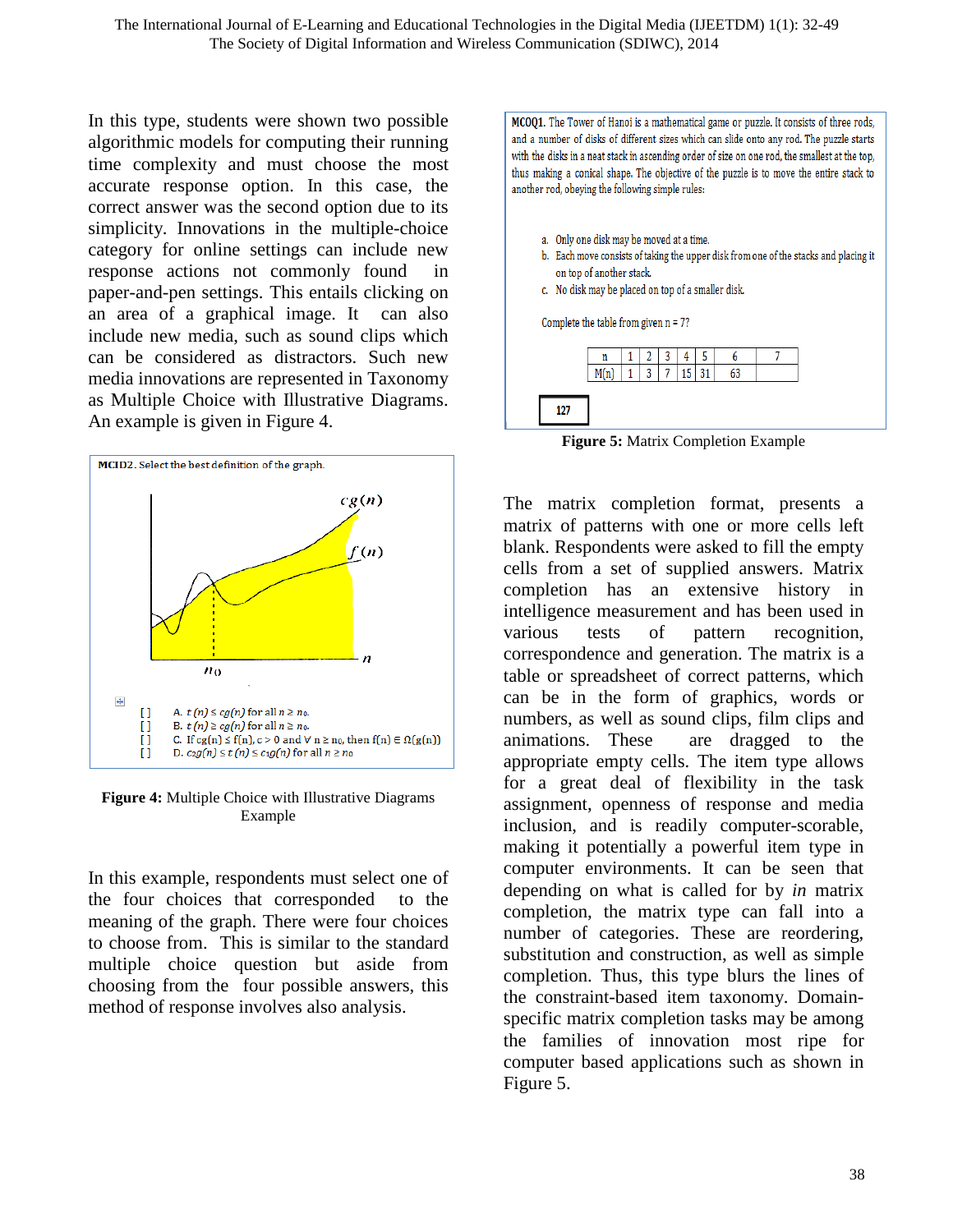In this type, students were shown two possible algorithmic models for computing their running time complexity and must choose the most accurate response option. In this case, the correct answer was the second option due to its simplicity. Innovations in the multiple-choice category for online settings can include new response actions not commonly found in paper-and-pen settings. This entails clicking on an area of a graphical image. It can also include new media, such as sound clips which can be considered as distractors. Such new media innovations are represented in Taxonomy as Multiple Choice with Illustrative Diagrams. An example is given in Figure 4.

MCID2. Select the best definition of the graph.

[ ] A. $t(n) \le cg(n)$ for all $n \ge n_0$.
[ ] B. $t(n) \ge cg(n)$ for all $n \ge n_0$.
[ ] C. If $cg(n) \le f(n)$, $c > 0$ and $\forall\ n \ge n_0$, then $f(n) \in \Omega(g(n))$
[ ] D. $c_2g(n) \le t(n) \le c_1g(n)$ for all $n \ge n_0$

**Figure 4:** Multiple Choice with Illustrative Diagrams Example

In this example, respondents must select one of the four choices that corresponded to the meaning of the graph. There were four choices to choose from. This is similar to the standard multiple choice question but aside from choosing from the four possible answers, this method of response involves also analysis.

MCOQ1. The Tower of Hanoi is a mathematical game or puzzle. It consists of three rods, and a number of disks of different sizes which can slide onto any rod. The puzzle starts with the disks in a neat stack in ascending order of size on one rod, the smallest at the top, thus making a conical shape. The objective of the puzzle is to move the entire stack to another rod, obeying the following simple rules:

a. Only one disk may be moved at a time.
b. Each move consists of taking the upper disk from one of the stacks and placing it on top of another stack.
c. No disk may be placed on top of a smaller disk.

Complete the table from given n = 7?

| n | 1 | 2 | 3 | 4 | 5 | 6 | 7 |
|---|---|---|---|---|---|---|---|
| M[n] | 1 | 3 | 7 | 15 | 31 | 63 | |

127

**Figure 5:** Matrix Completion Example

The matrix completion format, presents a matrix of patterns with one or more cells left blank. Respondents were asked to fill the empty cells from a set of supplied answers. Matrix completion has an extensive history in intelligence measurement and has been used in various tests of pattern recognition, correspondence and generation. The matrix is a table or spreadsheet of correct patterns, which can be in the form of graphics, words or numbers, as well as sound clips, film clips and animations. These are dragged to the appropriate empty cells. The item type allows for a great deal of flexibility in the task assignment, openness of response and media inclusion, and is readily computer-scorable, making it potentially a powerful item type in computer environments. It can be seen that depending on what is called for by *in* matrix completion, the matrix type can fall into a number of categories. These are reordering, substitution and construction, as well as simple completion. Thus, this type blurs the lines of the constraint-based item taxonomy. Domain-specific matrix completion tasks may be among the families of innovation most ripe for computer based applications such as shown in Figure 5.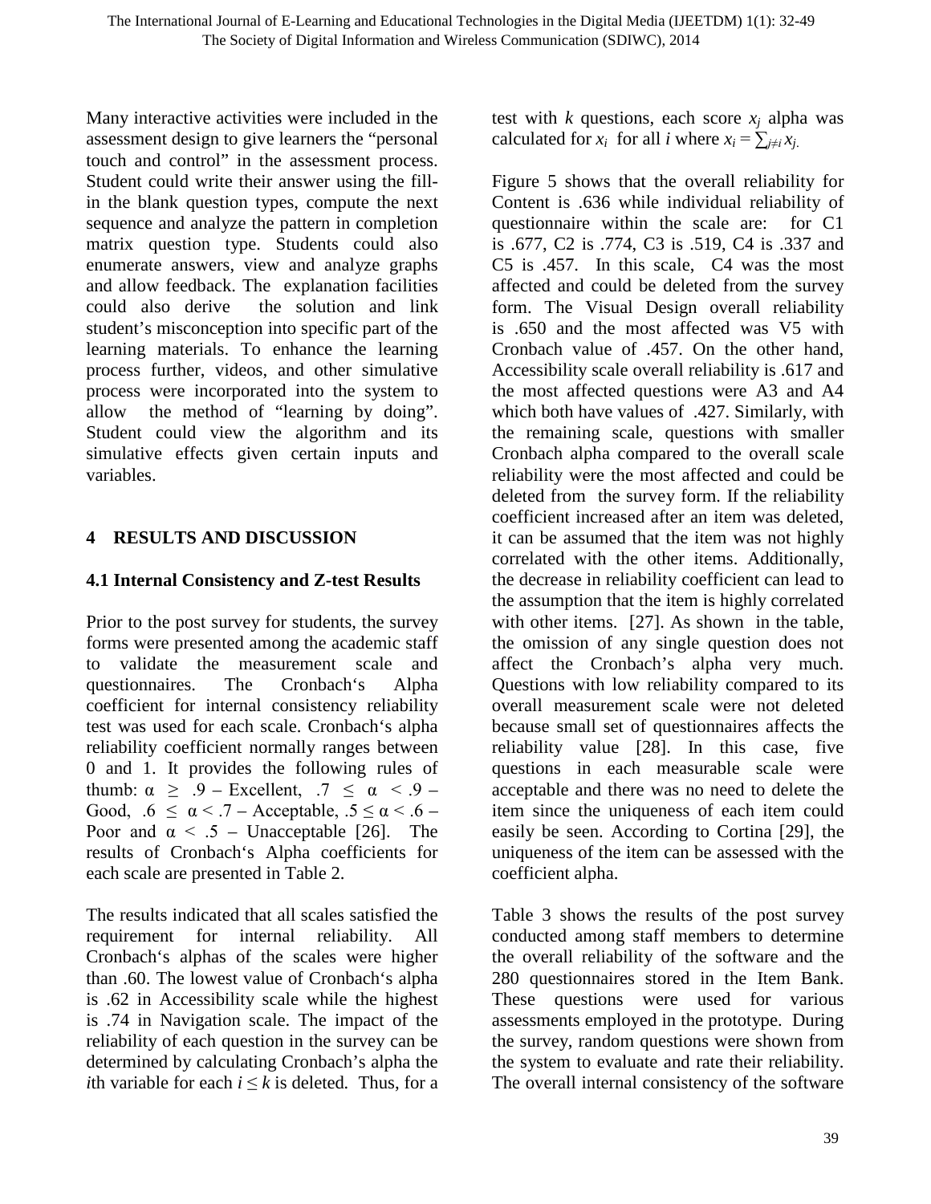Many interactive activities were included in the assessment design to give learners the "personal touch and control" in the assessment process. Student could write their answer using the fill-in the blank question types, compute the next sequence and analyze the pattern in completion matrix question type. Students could also enumerate answers, view and analyze graphs and allow feedback. The explanation facilities could also derive the solution and link student's misconception into specific part of the learning materials. To enhance the learning process further, videos, and other simulative process were incorporated into the system to allow the method of "learning by doing". Student could view the algorithm and its simulative effects given certain inputs and variables.

## 4 RESULTS AND DISCUSSION

### 4.1 Internal Consistency and Z-test Results

Prior to the post survey for students, the survey forms were presented among the academic staff to validate the measurement scale and questionnaires. The Cronbach's Alpha coefficient for internal consistency reliability test was used for each scale. Cronbach's alpha reliability coefficient normally ranges between 0 and 1. It provides the following rules of thumb: $\alpha \geq .9$ – Excellent, $.7 \leq \alpha < .9$ – Good, $.6 \leq \alpha < .7$ – Acceptable, $.5 \leq \alpha < .6$ – Poor and $\alpha < .5$ – Unacceptable [26]. The results of Cronbach's Alpha coefficients for each scale are presented in Table 2.

The results indicated that all scales satisfied the requirement for internal reliability. All Cronbach's alphas of the scales were higher than .60. The lowest value of Cronbach's alpha is .62 in Accessibility scale while the highest is .74 in Navigation scale. The impact of the reliability of each question in the survey can be determined by calculating Cronbach's alpha the $i$th variable for each $i \leq k$ is deleted. Thus, for a test with $k$ questions, each score $x_j$ alpha was calculated for $x_i$ for all $i$ where $x_i = \sum_{j\neq i} x_j$.

Figure 5 shows that the overall reliability for Content is .636 while individual reliability of questionnaire within the scale are: for C1 is .677, C2 is .774, C3 is .519, C4 is .337 and C5 is .457. In this scale, C4 was the most affected and could be deleted from the survey form. The Visual Design overall reliability is .650 and the most affected was V5 with Cronbach value of .457. On the other hand, Accessibility scale overall reliability is .617 and the most affected questions were A3 and A4 which both have values of .427. Similarly, with the remaining scale, questions with smaller Cronbach alpha compared to the overall scale reliability were the most affected and could be deleted from the survey form. If the reliability coefficient increased after an item was deleted, it can be assumed that the item was not highly correlated with the other items. Additionally, the decrease in reliability coefficient can lead to the assumption that the item is highly correlated with other items. [27]. As shown in the table, the omission of any single question does not affect the Cronbach's alpha very much. Questions with low reliability compared to its overall measurement scale were not deleted because small set of questionnaires affects the reliability value [28]. In this case, five questions in each measurable scale were acceptable and there was no need to delete the item since the uniqueness of each item could easily be seen. According to Cortina [29], the uniqueness of the item can be assessed with the coefficient alpha.

Table 3 shows the results of the post survey conducted among staff members to determine the overall reliability of the software and the 280 questionnaires stored in the Item Bank. These questions were used for various assessments employed in the prototype. During the survey, random questions were shown from the system to evaluate and rate their reliability. The overall internal consistency of the software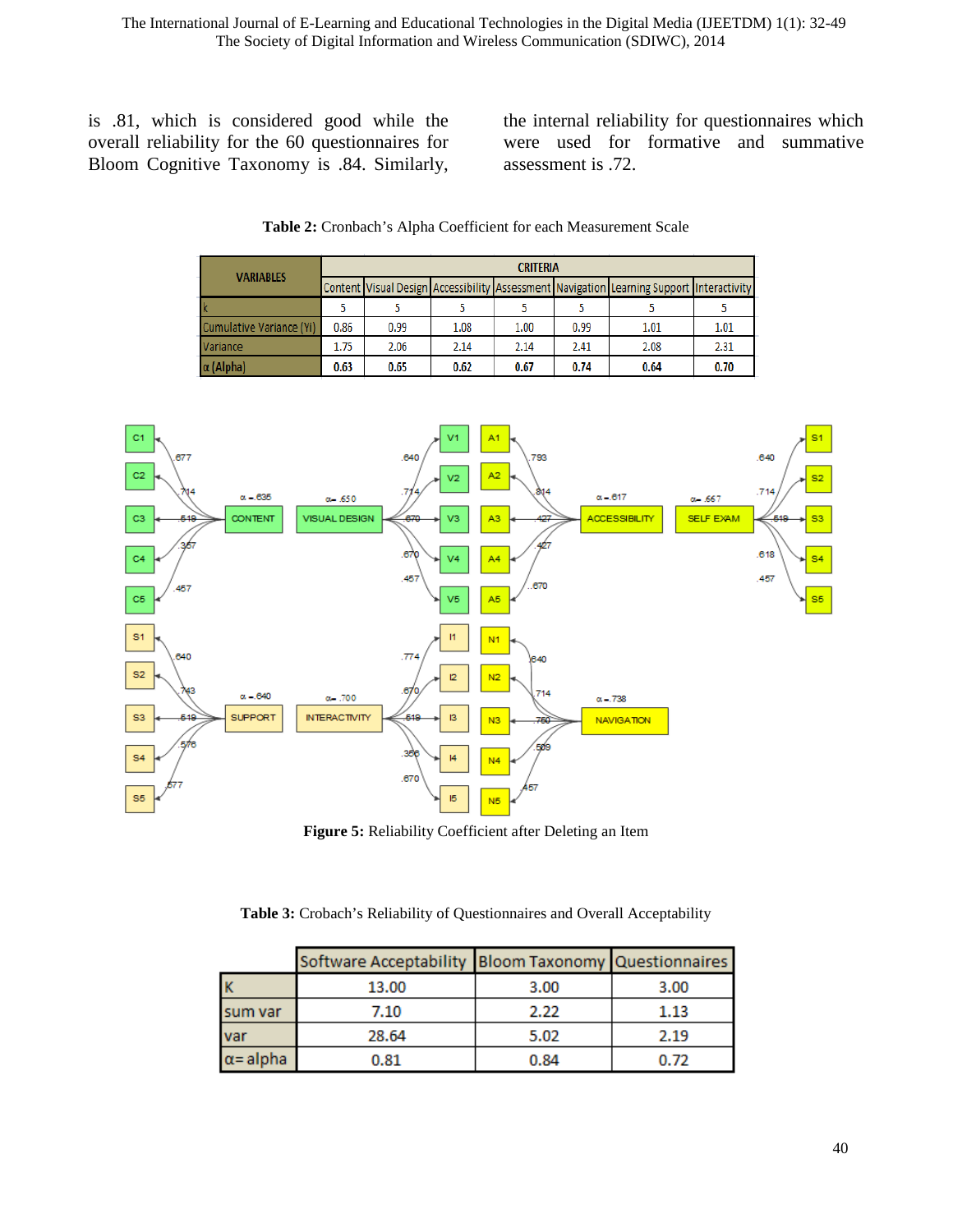is .81, which is considered good while the overall reliability for the 60 questionnaires for Bloom Cognitive Taxonomy is .84. Similarly, the internal reliability for questionnaires which were used for formative and summative assessment is .72.

**Table 2:** Cronbach's Alpha Coefficient for each Measurement Scale

| VARIABLES | CRITERIA | | | | | | |
|---|---|---|---|---|---|---|---|
| | Content | Visual Design | Accessibility | Assessment | Navigation | Learning Support | Interactivity |
| k | 5 | 5 | 5 | 5 | 5 | 5 | 5 |
| Cumulative Variance (Yi) | 0.86 | 0.99 | 1.08 | 1.00 | 0.99 | 1.01 | 1.01 |
| Variance | 1.75 | 2.06 | 2.14 | 2.14 | 2.41 | 2.08 | 2.31 |
| α (Alpha) | **0.63** | **0.65** | **0.62** | **0.67** | **0.74** | **0.64** | **0.70** |

**Figure 5:** Reliability Coefficient after Deleting an Item

**Table 3:** Crobach's Reliability of Questionnaires and Overall Acceptability

| | Software Acceptability | Bloom Taxonomy | Questionnaires |
|---|---|---|---|
| K | 13.00 | 3.00 | 3.00 |
| sum var | 7.10 | 2.22 | 1.13 |
| var | 28.64 | 5.02 | 2.19 |
| α= alpha | 0.81 | 0.84 | 0.72 |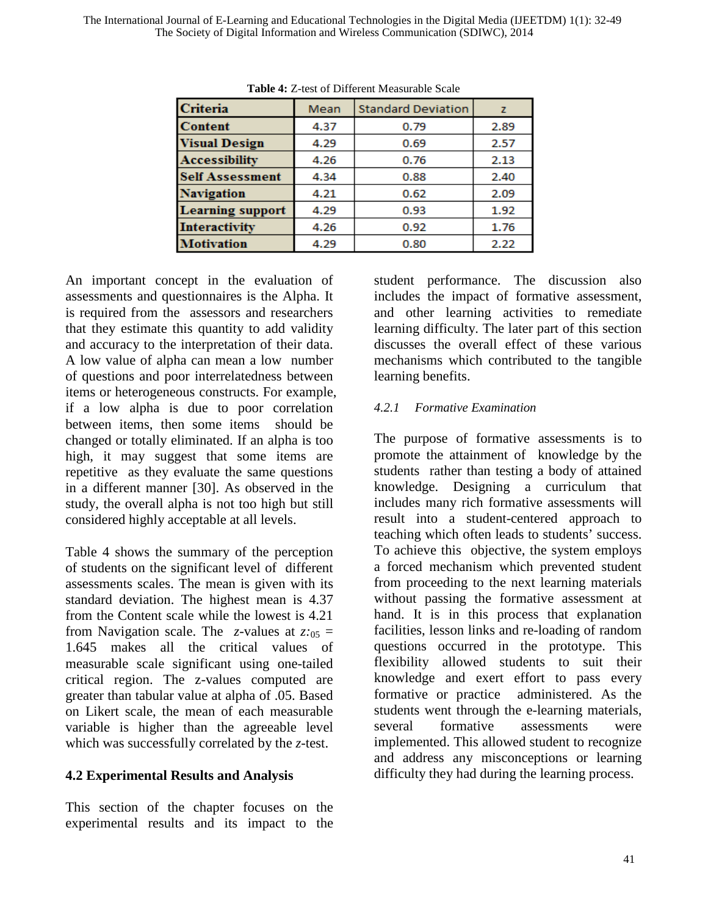**Table 4:** Z-test of Different Measurable Scale

| Criteria | Mean | Standard Deviation | z |
|---|---|---|---|
| Content | 4.37 | 0.79 | 2.89 |
| Visual Design | 4.29 | 0.69 | 2.57 |
| Accessibility | 4.26 | 0.76 | 2.13 |
| Self Assessment | 4.34 | 0.88 | 2.40 |
| Navigation | 4.21 | 0.62 | 2.09 |
| Learning support | 4.29 | 0.93 | 1.92 |
| Interactivity | 4.26 | 0.92 | 1.76 |
| Motivation | 4.29 | 0.80 | 2.22 |

An important concept in the evaluation of assessments and questionnaires is the Alpha. It is required from the assessors and researchers that they estimate this quantity to add validity and accuracy to the interpretation of their data. A low value of alpha can mean a low number of questions and poor interrelatedness between items or heterogeneous constructs. For example, if a low alpha is due to poor correlation between items, then some items should be changed or totally eliminated. If an alpha is too high, it may suggest that some items are repetitive as they evaluate the same questions in a different manner [30]. As observed in the study, the overall alpha is not too high but still considered highly acceptable at all levels.

Table 4 shows the summary of the perception of students on the significant level of different assessments scales. The mean is given with its standard deviation. The highest mean is 4.37 from the Content scale while the lowest is 4.21 from Navigation scale. The *z*-values at $z_{.05} = 1.645$ makes all the critical values of measurable scale significant using one-tailed critical region. The z-values computed are greater than tabular value at alpha of .05. Based on Likert scale, the mean of each measurable variable is higher than the agreeable level which was successfully correlated by the *z*-test.

## 4.2 Experimental Results and Analysis

This section of the chapter focuses on the experimental results and its impact to the student performance. The discussion also includes the impact of formative assessment, and other learning activities to remediate learning difficulty. The later part of this section discusses the overall effect of these various mechanisms which contributed to the tangible learning benefits.

### *4.2.1 Formative Examination*

The purpose of formative assessments is to promote the attainment of knowledge by the students rather than testing a body of attained knowledge. Designing a curriculum that includes many rich formative assessments will result into a student-centered approach to teaching which often leads to students' success. To achieve this objective, the system employs a forced mechanism which prevented student from proceeding to the next learning materials without passing the formative assessment at hand. It is in this process that explanation facilities, lesson links and re-loading of random questions occurred in the prototype. This flexibility allowed students to suit their knowledge and exert effort to pass every formative or practice administered. As the students went through the e-learning materials, several formative assessments were implemented. This allowed student to recognize and address any misconceptions or learning difficulty they had during the learning process.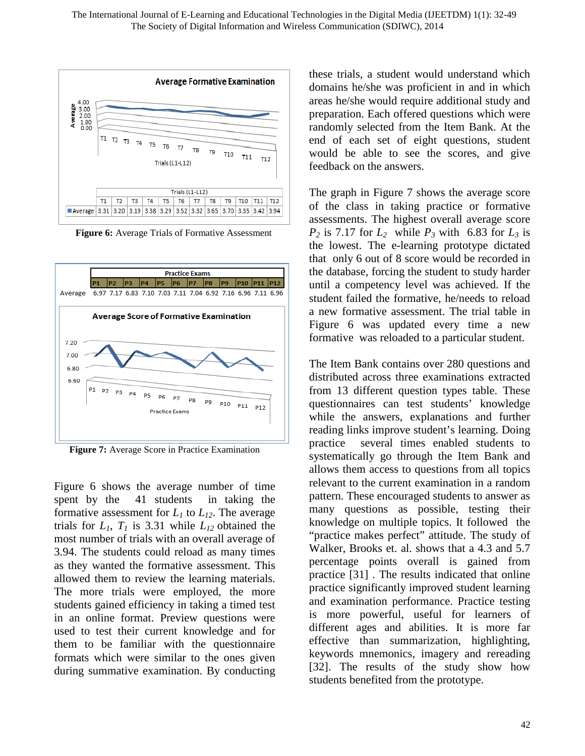| | T1 | T2 | T3 | T4 | T5 | T6 | T7 | T8 | T9 | T10 | T11 | T12 |
|---|---|---|---|---|---|---|---|---|---|---|---|---|
| Average | 3.31 | 3.20 | 3.19 | 3.38 | 3.29 | 3.52 | 3.32 | 3.65 | 3.70 | 3.35 | 3.42 | 3.94 |

**Figure 6:** Average Trials of Formative Assessment

| | P1 | P2 | P3 | P4 | P5 | P6 | P7 | P8 | P9 | P10 | P11 | P12 |
|---|---|---|---|---|---|---|---|---|---|---|---|---|
| Average | 6.97 | 7.17 | 6.83 | 7.10 | 7.03 | 7.11 | 7.04 | 6.92 | 7.16 | 6.96 | 7.11 | 6.96 |

**Figure 7:** Average Score in Practice Examination

Figure 6 shows the average number of time spent by the 41 students in taking the formative assessment for $L_1$ to $L_{12}$. The average trials for $L_1$, $T_1$ is 3.31 while $L_{12}$ obtained the most number of trials with an overall average of 3.94. The students could reload as many times as they wanted the formative assessment. This allowed them to review the learning materials. The more trials were employed, the more students gained efficiency in taking a timed test in an online format. Preview questions were used to test their current knowledge and for them to be familiar with the questionnaire formats which were similar to the ones given during summative examination. By conducting these trials, a student would understand which domains he/she was proficient in and in which areas he/she would require additional study and preparation. Each offered questions which were randomly selected from the Item Bank. At the end of each set of eight questions, student would be able to see the scores, and give feedback on the answers.

The graph in Figure 7 shows the average score of the class in taking practice or formative assessments. The highest overall average score $P_2$ is 7.17 for $L_2$ while $P_3$ with 6.83 for $L_3$ is the lowest. The e-learning prototype dictated that only 6 out of 8 score would be recorded in the database, forcing the student to study harder until a competency level was achieved. If the student failed the formative, he/needs to reload a new formative assessment. The trial table in Figure 6 was updated every time a new formative was reloaded to a particular student.

The Item Bank contains over 280 questions and distributed across three examinations extracted from 13 different question types table. These questionnaires can test students' knowledge while the answers, explanations and further reading links improve student's learning. Doing practice several times enabled students to systematically go through the Item Bank and allows them access to questions from all topics relevant to the current examination in a random pattern. These encouraged students to answer as many questions as possible, testing their knowledge on multiple topics. It followed the "practice makes perfect" attitude. The study of Walker, Brooks et. al. shows that a 4.3 and 5.7 percentage points overall is gained from practice [31] . The results indicated that online practice significantly improved student learning and examination performance. Practice testing is more powerful, useful for learners of different ages and abilities. It is more far effective than summarization, highlighting, keywords mnemonics, imagery and rereading [32]. The results of the study show how students benefited from the prototype.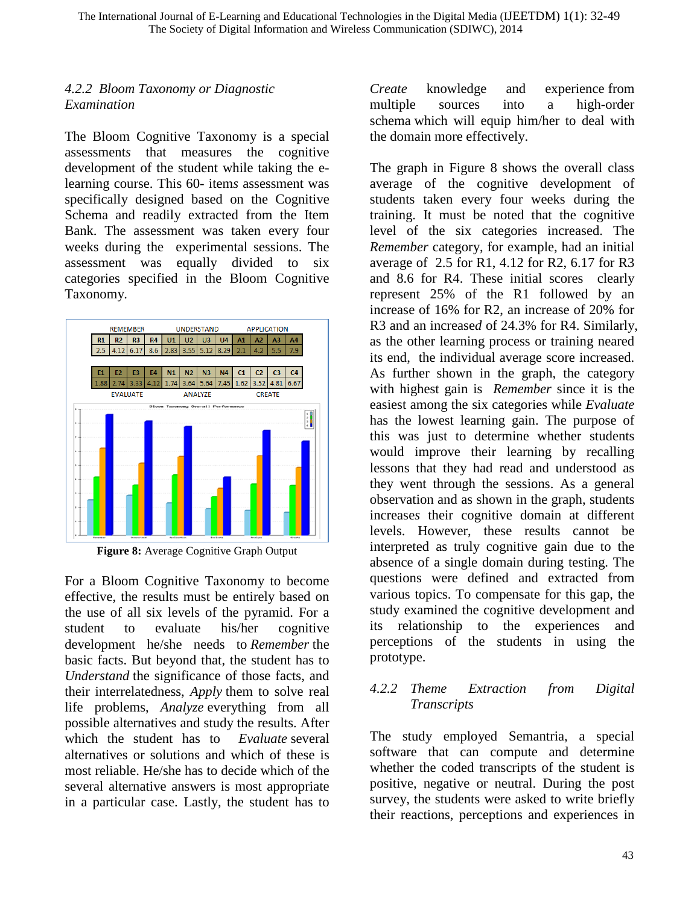#### *4.2.2 Bloom Taxonomy or Diagnostic Examination*

The Bloom Cognitive Taxonomy is a special assessments that measures the cognitive development of the student while taking the e-learning course. This 60- items assessment was specifically designed based on the Cognitive Schema and readily extracted from the Item Bank. The assessment was taken every four weeks during the experimental sessions. The assessment was equally divided to six categories specified in the Bloom Cognitive Taxonomy.

| REMEMBER | | | | UNDERSTAND | | | | APPLICATION | | | |
|---|---|---|---|---|---|---|---|---|---|---|---|
| R1 | R2 | R3 | R4 | U1 | U2 | U3 | U4 | A1 | A2 | A3 | A4 |
| 2.5 | 4.12 | 6.17 | 8.6 | 2.83 | 3.55 | 5.12 | 8.29 | 2.1 | 4.2 | 5.5 | 7.9 |

| E1 | E2 | E3 | E4 | N1 | N2 | N3 | N4 | C1 | C2 | C3 | C4 |
|---|---|---|---|---|---|---|---|---|---|---|---|
| 1.88 | 2.74 | 3.33 | 4.12 | 1.74 | 3.64 | 5.64 | 7.45 | 1.62 | 3.52 | 4.81 | 6.67 |
| EVALUATE | | | | ANALYZE | | | | CREATE | | | |

**Figure 8:** Average Cognitive Graph Output

For a Bloom Cognitive Taxonomy to become effective, the results must be entirely based on the use of all six levels of the pyramid. For a student to evaluate his/her cognitive development he/she needs to *Remember* the basic facts. But beyond that, the student has to *Understand* the significance of those facts, and their interrelatedness, *Apply* them to solve real life problems, *Analyze* everything from all possible alternatives and study the results. After which the student has to *Evaluate* several alternatives or solutions and which of these is most reliable. He/she has to decide which of the several alternative answers is most appropriate in a particular case. Lastly, the student has to *Create* knowledge and experience from multiple sources into a high-order schema which will equip him/her to deal with the domain more effectively.

The graph in Figure 8 shows the overall class average of the cognitive development of students taken every four weeks during the training. It must be noted that the cognitive level of the six categories increased. The *Remember* category, for example, had an initial average of 2.5 for R1, 4.12 for R2, 6.17 for R3 and 8.6 for R4. These initial scores clearly represent 25% of the R1 followed by an increase of 16% for R2, an increase of 20% for R3 and an increased of 24.3% for R4. Similarly, as the other learning process or training neared its end, the individual average score increased. As further shown in the graph, the category with highest gain is *Remember* since it is the easiest among the six categories while *Evaluate* has the lowest learning gain. The purpose of this was just to determine whether students would improve their learning by recalling lessons that they had read and understood as they went through the sessions. As a general observation and as shown in the graph, students increases their cognitive domain at different levels. However, these results cannot be interpreted as truly cognitive gain due to the absence of a single domain during testing. The questions were defined and extracted from various topics. To compensate for this gap, the study examined the cognitive development and its relationship to the experiences and perceptions of the students in using the prototype.

#### *4.2.2 Theme Extraction from Digital Transcripts*

The study employed Semantria, a special software that can compute and determine whether the coded transcripts of the student is positive, negative or neutral. During the post survey, the students were asked to write briefly their reactions, perceptions and experiences in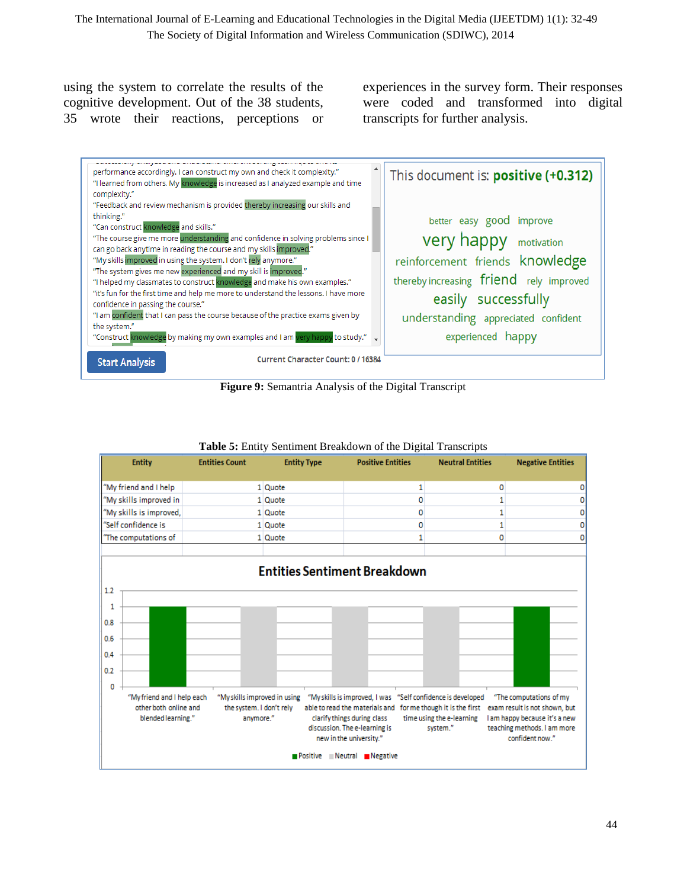using the system to correlate the results of the cognitive development. Out of the 38 students, 35 wrote their reactions, perceptions or experiences in the survey form. Their responses were coded and transformed into digital transcripts for further analysis.

**Figure 9:** Semantria Analysis of the Digital Transcript

**Table 5:** Entity Sentiment Breakdown of the Digital Transcripts

| Entity | Entities Count | Entity Type | Positive Entities | Neutral Entities | Negative Entities |
|---|---|---|---|---|---|
| "My friend and I help | 1 | Quote | 1 | 0 | 0 |
| "My skills improved in | 1 | Quote | 0 | 1 | 0 |
| "My skills is improved, | 1 | Quote | 0 | 1 | 0 |
| "Self confidence is | 1 | Quote | 0 | 1 | 0 |
| "The computations of | 1 | Quote | 1 | 0 | 0 |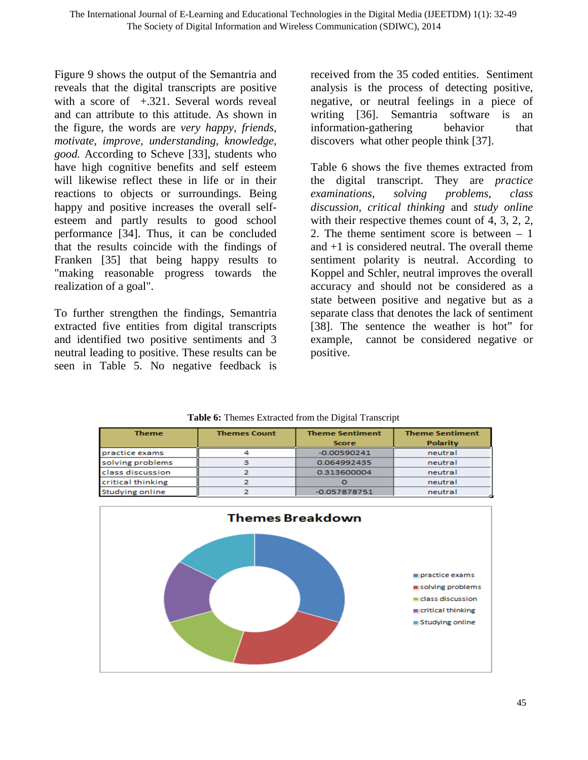Figure 9 shows the output of the Semantria and reveals that the digital transcripts are positive with a score of +.321. Several words reveal and can attribute to this attitude. As shown in the figure, the words are *very happy, friends, motivate, improve, understanding, knowledge, good.* According to Scheve [33], students who have high cognitive benefits and self esteem will likewise reflect these in life or in their reactions to objects or surroundings. Being happy and positive increases the overall self-esteem and partly results to good school performance [34]. Thus, it can be concluded that the results coincide with the findings of Franken [35] that being happy results to "making reasonable progress towards the realization of a goal".

To further strengthen the findings, Semantria extracted five entities from digital transcripts and identified two positive sentiments and 3 neutral leading to positive. These results can be seen in Table 5. No negative feedback is received from the 35 coded entities. Sentiment analysis is the process of detecting positive, negative, or neutral feelings in a piece of writing [36]. Semantria software is an information-gathering behavior that discovers what other people think [37].

Table 6 shows the five themes extracted from the digital transcript. They are *practice examinations, solving problems, class discussion, critical thinking* and *study online* with their respective themes count of 4, 3, 2, 2, 2. The theme sentiment score is between – 1 and +1 is considered neutral. The overall theme sentiment polarity is neutral. According to Koppel and Schler, neutral improves the overall accuracy and should not be considered as a state between positive and negative but as a separate class that denotes the lack of sentiment [38]. The sentence the weather is hot" for example, cannot be considered negative or positive.

**Table 6:** Themes Extracted from the Digital Transcript

| Theme | Themes Count | Theme Sentiment Score | Theme Sentiment Polarity |
|---|---|---|---|
| practice exams | 4 | -0.00590241 | neutral |
| solving problems | 3 | 0.064992435 | neutral |
| class discussion | 2 | 0.313600004 | neutral |
| critical thinking | 2 | 0 | neutral |
| Studying online | 2 | -0.057878751 | neutral |

**Themes Breakdown**

- practice exams
- solving problems
- class discussion
- critical thinking
- Studying online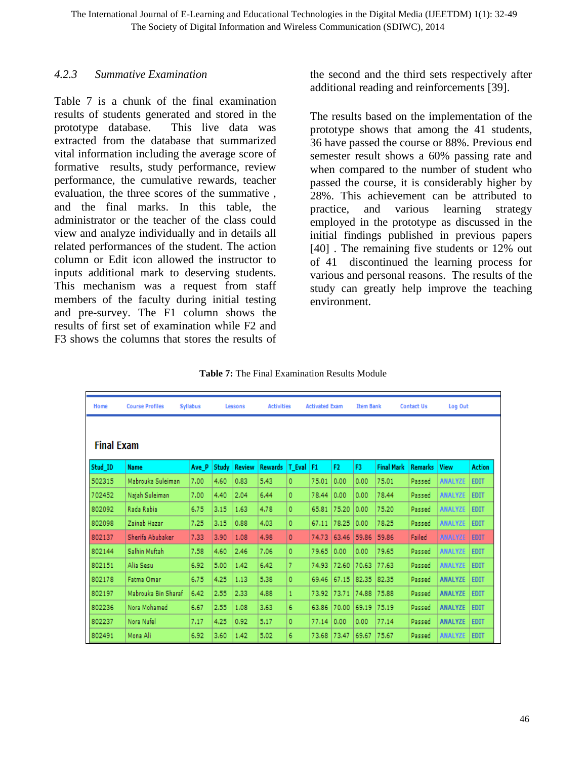#### 4.2.3 Summative Examination

Table 7 is a chunk of the final examination results of students generated and stored in the prototype database. This live data was extracted from the database that summarized vital information including the average score of formative results, study performance, review performance, the cumulative rewards, teacher evaluation, the three scores of the summative , and the final marks. In this table, the administrator or the teacher of the class could view and analyze individually and in details all related performances of the student. The action column or Edit icon allowed the instructor to inputs additional mark to deserving students. This mechanism was a request from staff members of the faculty during initial testing and pre-survey. The F1 column shows the results of first set of examination while F2 and F3 shows the columns that stores the results of the second and the third sets respectively after additional reading and reinforcements [39].

The results based on the implementation of the prototype shows that among the 41 students, 36 have passed the course or 88%. Previous end semester result shows a 60% passing rate and when compared to the number of student who passed the course, it is considerably higher by 28%. This achievement can be attributed to practice, and various learning strategy employed in the prototype as discussed in the initial findings published in previous papers [40] . The remaining five students or 12% out of 41 discontinued the learning process for various and personal reasons. The results of the study can greatly help improve the teaching environment.

**Table 7:** The Final Examination Results Module

Home | Course Profiles | Syllabus | Lessons | Activities | Activated Exam | Item Bank | Contact Us | Log Out

**Final Exam**

| Stud_ID | Name | Ave_P | Study | Review | Rewards | T_Eval | F1 | F2 | F3 | Final Mark | Remarks | View | Action |
|---|---|---|---|---|---|---|---|---|---|---|---|---|---|
| 502315 | Mabrouka Suleiman | 7.00 | 4.60 | 0.83 | 5.43 | 0 | 75.01 | 0.00 | 0.00 | 75.01 | Passed | ANALYZE | EDIT |
| 702452 | Najah Suleiman | 7.00 | 4.40 | 2.04 | 6.44 | 0 | 78.44 | 0.00 | 0.00 | 78.44 | Passed | ANALYZE | EDIT |
| 802092 | Rada Rabia | 6.75 | 3.15 | 1.63 | 4.78 | 0 | 65.81 | 75.20 | 0.00 | 75.20 | Passed | ANALYZE | EDIT |
| 802098 | Zainab Hazar | 7.25 | 3.15 | 0.88 | 4.03 | 0 | 67.11 | 78.25 | 0.00 | 78.25 | Passed | ANALYZE | EDIT |
| 802137 | Sherifa Abubaker | 7.33 | 3.90 | 1.08 | 4.98 | 0 | 74.73 | 63.46 | 59.86 | 59.86 | Failed | ANALYZE | EDIT |
| 802144 | Salhin Muftah | 7.58 | 4.60 | 2.46 | 7.06 | 0 | 79.65 | 0.00 | 0.00 | 79.65 | Passed | ANALYZE | EDIT |
| 802151 | Alia Sesu | 6.92 | 5.00 | 1.42 | 6.42 | 7 | 74.93 | 72.60 | 70.63 | 77.63 | Passed | ANALYZE | EDIT |
| 802178 | Fatma Omar | 6.75 | 4.25 | 1.13 | 5.38 | 0 | 69.46 | 67.15 | 82.35 | 82.35 | Passed | ANALYZE | EDIT |
| 802197 | Mabrouka Bin Sharaf | 6.42 | 2.55 | 2.33 | 4.88 | 1 | 73.92 | 73.71 | 74.88 | 75.88 | Passed | ANALYZE | EDIT |
| 802236 | Nora Mohamed | 6.67 | 2.55 | 1.08 | 3.63 | 6 | 63.86 | 70.00 | 69.19 | 75.19 | Passed | ANALYZE | EDIT |
| 802237 | Nora Nufel | 7.17 | 4.25 | 0.92 | 5.17 | 0 | 77.14 | 0.00 | 0.00 | 77.14 | Passed | ANALYZE | EDIT |
| 802491 | Mona Ali | 6.92 | 3.60 | 1.42 | 5.02 | 6 | 73.68 | 73.47 | 69.67 | 75.67 | Passed | ANALYZE | EDIT |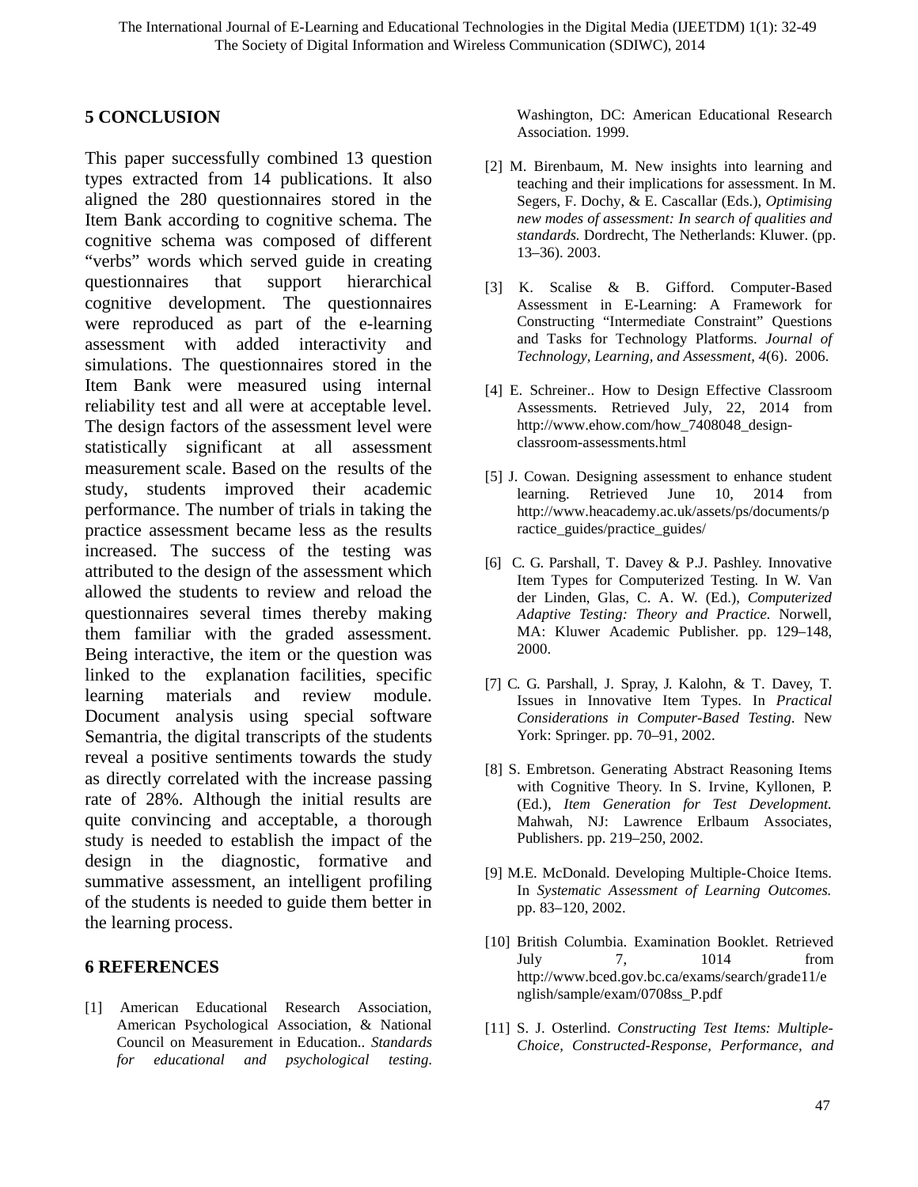## 5 CONCLUSION

This paper successfully combined 13 question types extracted from 14 publications. It also aligned the 280 questionnaires stored in the Item Bank according to cognitive schema. The cognitive schema was composed of different "verbs" words which served guide in creating questionnaires that support hierarchical cognitive development. The questionnaires were reproduced as part of the e-learning assessment with added interactivity and simulations. The questionnaires stored in the Item Bank were measured using internal reliability test and all were at acceptable level. The design factors of the assessment level were statistically significant at all assessment measurement scale. Based on the results of the study, students improved their academic performance. The number of trials in taking the practice assessment became less as the results increased. The success of the testing was attributed to the design of the assessment which allowed the students to review and reload the questionnaires several times thereby making them familiar with the graded assessment. Being interactive, the item or the question was linked to the explanation facilities, specific learning materials and review module. Document analysis using special software Semantria, the digital transcripts of the students reveal a positive sentiments towards the study as directly correlated with the increase passing rate of 28%. Although the initial results are quite convincing and acceptable, a thorough study is needed to establish the impact of the design in the diagnostic, formative and summative assessment, an intelligent profiling of the students is needed to guide them better in the learning process.

## 6 REFERENCES

[1] American Educational Research Association, American Psychological Association, & National Council on Measurement in Education.. *Standards for educational and psychological testing*. Washington, DC: American Educational Research Association. 1999.

[2] M. Birenbaum, M. New insights into learning and teaching and their implications for assessment. In M. Segers, F. Dochy, & E. Cascallar (Eds.), *Optimising new modes of assessment: In search of qualities and standards.* Dordrecht, The Netherlands: Kluwer. (pp. 13–36). 2003.

[3] K. Scalise & B. Gifford. Computer-Based Assessment in E-Learning: A Framework for Constructing "Intermediate Constraint" Questions and Tasks for Technology Platforms. *Journal of Technology, Learning, and Assessment, 4*(6). 2006.

[4] E. Schreiner.. How to Design Effective Classroom Assessments. Retrieved July, 22, 2014 from http://www.ehow.com/how_7408048_design-classroom-assessments.html

[5] J. Cowan. Designing assessment to enhance student learning. Retrieved June 10, 2014 from http://www.heacademy.ac.uk/assets/ps/documents/practice_guides/practice_guides/

[6] C. G. Parshall, T. Davey & P.J. Pashley. Innovative Item Types for Computerized Testing. In W. Van der Linden, Glas, C. A. W. (Ed.), *Computerized Adaptive Testing: Theory and Practice.* Norwell, MA: Kluwer Academic Publisher. pp. 129–148, 2000.

[7] C. G. Parshall, J. Spray, J. Kalohn, & T. Davey, T. Issues in Innovative Item Types. In *Practical Considerations in Computer-Based Testing*. New York: Springer. pp. 70–91, 2002.

[8] S. Embretson. Generating Abstract Reasoning Items with Cognitive Theory. In S. Irvine, Kyllonen, P. (Ed.), *Item Generation for Test Development.* Mahwah, NJ: Lawrence Erlbaum Associates, Publishers. pp. 219–250, 2002.

[9] M.E. McDonald. Developing Multiple-Choice Items. In *Systematic Assessment of Learning Outcomes.* pp. 83–120, 2002.

[10] British Columbia. Examination Booklet. Retrieved July 7, 1014 from http://www.bced.gov.bc.ca/exams/search/grade11/english/sample/exam/0708ss_P.pdf

[11] S. J. Osterlind. *Constructing Test Items: Multiple-Choice, Constructed-Response, Performance, and*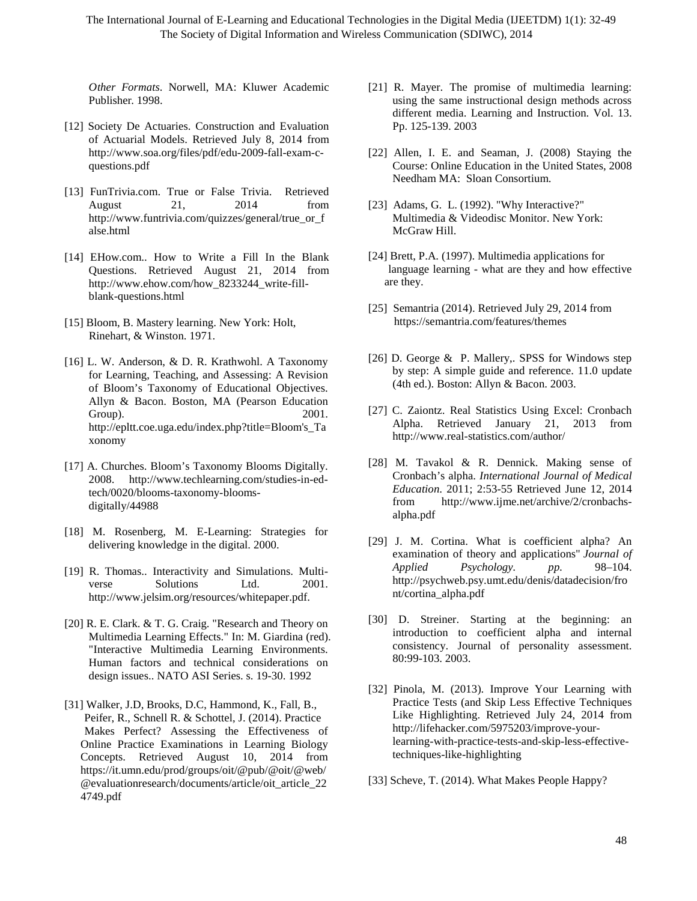*Other Formats*. Norwell, MA: Kluwer Academic Publisher. 1998.

[12] Society De Actuaries. Construction and Evaluation of Actuarial Models. Retrieved July 8, 2014 from http://www.soa.org/files/pdf/edu-2009-fall-exam-c-questions.pdf

[13] FunTrivia.com. True or False Trivia. Retrieved August 21, 2014 from http://www.funtrivia.com/quizzes/general/true_or_false.html

[14] EHow.com.. How to Write a Fill In the Blank Questions. Retrieved August 21, 2014 from http://www.ehow.com/how_8233244_write-fill-blank-questions.html

[15] Bloom, B. Mastery learning. New York: Holt, Rinehart, & Winston. 1971.

[16] L. W. Anderson, & D. R. Krathwohl. A Taxonomy for Learning, Teaching, and Assessing: A Revision of Bloom's Taxonomy of Educational Objectives. Allyn & Bacon. Boston, MA (Pearson Education Group). 2001. http://epltt.coe.uga.edu/index.php?title=Bloom's_Taxonomy

[17] A. Churches. Bloom's Taxonomy Blooms Digitally. 2008. http://www.techlearning.com/studies-in-ed-tech/0020/blooms-taxonomy-blooms-digitally/44988

[18] M. Rosenberg, M. E-Learning: Strategies for delivering knowledge in the digital. 2000.

[19] R. Thomas.. Interactivity and Simulations. Multi-verse Solutions Ltd. 2001. http://www.jelsim.org/resources/whitepaper.pdf.

[20] R. E. Clark. & T. G. Craig. "Research and Theory on Multimedia Learning Effects." In: M. Giardina (red). "Interactive Multimedia Learning Environments. Human factors and technical considerations on design issues.. NATO ASI Series. s. 19-30. 1992

[31] Walker, J.D, Brooks, D.C, Hammond, K., Fall, B., Peifer, R., Schnell R. & Schottel, J. (2014). Practice Makes Perfect? Assessing the Effectiveness of Online Practice Examinations in Learning Biology Concepts. Retrieved August 10, 2014 from https://it.umn.edu/prod/groups/oit/@pub/@oit/@web/@evaluationresearch/documents/article/oit_article_224749.pdf

[21] R. Mayer. The promise of multimedia learning: using the same instructional design methods across different media. Learning and Instruction. Vol. 13. Pp. 125-139. 2003

[22] Allen, I. E. and Seaman, J. (2008) Staying the Course: Online Education in the United States, 2008 Needham MA: Sloan Consortium.

[23] Adams, G. L. (1992). "Why Interactive?" Multimedia & Videodisc Monitor. New York: McGraw Hill.

[24] Brett, P.A. (1997). Multimedia applications for language learning - what are they and how effective are they.

[25] Semantria (2014). Retrieved July 29, 2014 from https://semantria.com/features/themes

[26] D. George & P. Mallery,. SPSS for Windows step by step: A simple guide and reference. 11.0 update (4th ed.). Boston: Allyn & Bacon. 2003.

[27] C. Zaiontz. Real Statistics Using Excel: Cronbach Alpha. Retrieved January 21, 2013 from http://www.real-statistics.com/author/

[28] M. Tavakol & R. Dennick. Making sense of Cronbach's alpha. *International Journal of Medical Education*. 2011; 2:53-55 Retrieved June 12, 2014 from http://www.ijme.net/archive/2/cronbachs-alpha.pdf

[29] J. M. Cortina. What is coefficient alpha? An examination of theory and applications" *Journal of Applied Psychology*. *pp.* 98–104. http://psychweb.psy.umt.edu/denis/datadecision/front/cortina_alpha.pdf

[30] D. Streiner. Starting at the beginning: an introduction to coefficient alpha and internal consistency. Journal of personality assessment. 80:99-103. 2003.

[32] Pinola, M. (2013). Improve Your Learning with Practice Tests (and Skip Less Effective Techniques Like Highlighting. Retrieved July 24, 2014 from http://lifehacker.com/5975203/improve-your-learning-with-practice-tests-and-skip-less-effective-techniques-like-highlighting

[33] Scheve, T. (2014). What Makes People Happy?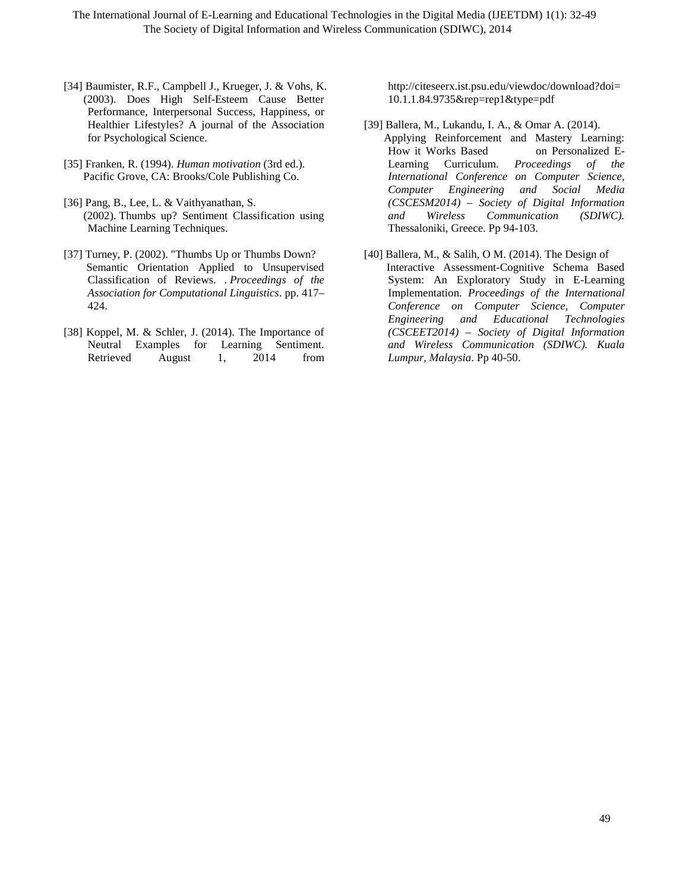[34] Baumister, R.F., Campbell J., Krueger, J. & Vohs, K. (2003). Does High Self-Esteem Cause Better Performance, Interpersonal Success, Happiness, or Healthier Lifestyles? A journal of the Association for Psychological Science.

[35] Franken, R. (1994). *Human motivation* (3rd ed.). Pacific Grove, CA: Brooks/Cole Publishing Co.

[36] Pang, B., Lee, L. & Vaithyanathan, S. (2002). Thumbs up? Sentiment Classification using Machine Learning Techniques.

[37] Turney, P. (2002). "Thumbs Up or Thumbs Down? Semantic Orientation Applied to Unsupervised Classification of Reviews. . *Proceedings of the Association for Computational Linguistics*. pp. 417–424.

[38] Koppel, M. & Schler, J. (2014). The Importance of Neutral Examples for Learning Sentiment. Retrieved August 1, 2014 from http://citeseerx.ist.psu.edu/viewdoc/download?doi=10.1.1.84.9735&rep=rep1&type=pdf

[39] Ballera, M., Lukandu, I. A., & Omar A. (2014). Applying Reinforcement and Mastery Learning: How it Works Based on Personalized E-Learning Curriculum. *Proceedings of the International Conference on Computer Science, Computer Engineering and Social Media (CSCESM2014) – Society of Digital Information and Wireless Communication (SDIWC).* Thessaloniki, Greece. Pp 94-103.

[40] Ballera, M., & Salih, O M. (2014). The Design of Interactive Assessment-Cognitive Schema Based System: An Exploratory Study in E-Learning Implementation. *Proceedings of the International Conference on Computer Science, Computer Engineering and Educational Technologies (CSCEET2014) – Society of Digital Information and Wireless Communication (SDIWC). Kuala Lumpur, Malaysia*. Pp 40-50.